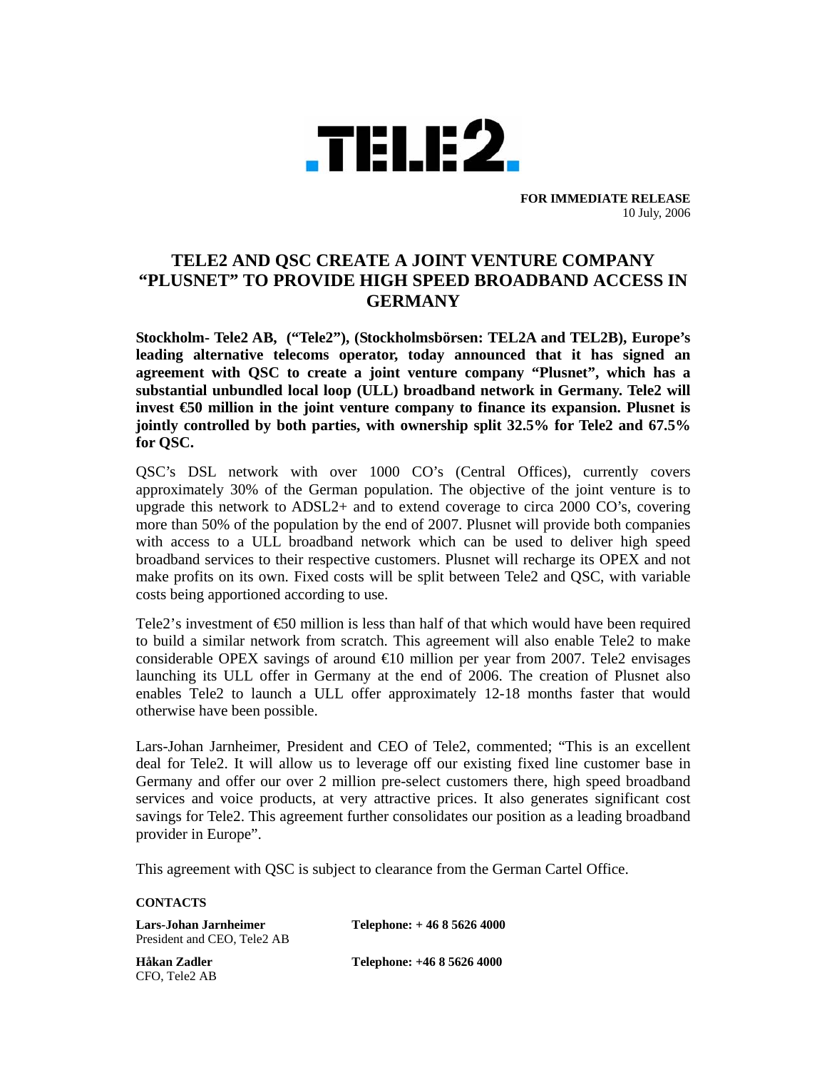**FOR IMMEDIATE RELEASE**
10 July, 2006

# TELE2 AND QSC CREATE A JOINT VENTURE COMPANY "PLUSNET" TO PROVIDE HIGH SPEED BROADBAND ACCESS IN GERMANY

**Stockholm- Tele2 AB, ("Tele2"), (Stockholmsbörsen: TEL2A and TEL2B), Europe's leading alternative telecoms operator, today announced that it has signed an agreement with QSC to create a joint venture company "Plusnet", which has a substantial unbundled local loop (ULL) broadband network in Germany. Tele2 will invest €50 million in the joint venture company to finance its expansion. Plusnet is jointly controlled by both parties, with ownership split 32.5% for Tele2 and 67.5% for QSC.**

QSC's DSL network with over 1000 CO's (Central Offices), currently covers approximately 30% of the German population. The objective of the joint venture is to upgrade this network to ADSL2+ and to extend coverage to circa 2000 CO's, covering more than 50% of the population by the end of 2007. Plusnet will provide both companies with access to a ULL broadband network which can be used to deliver high speed broadband services to their respective customers. Plusnet will recharge its OPEX and not make profits on its own. Fixed costs will be split between Tele2 and QSC, with variable costs being apportioned according to use.

Tele2's investment of €50 million is less than half of that which would have been required to build a similar network from scratch. This agreement will also enable Tele2 to make considerable OPEX savings of around €10 million per year from 2007. Tele2 envisages launching its ULL offer in Germany at the end of 2006. The creation of Plusnet also enables Tele2 to launch a ULL offer approximately 12-18 months faster that would otherwise have been possible.

Lars-Johan Jarnheimer, President and CEO of Tele2, commented; "This is an excellent deal for Tele2. It will allow us to leverage off our existing fixed line customer base in Germany and offer our over 2 million pre-select customers there, high speed broadband services and voice products, at very attractive prices. It also generates significant cost savings for Tele2. This agreement further consolidates our position as a leading broadband provider in Europe".

This agreement with QSC is subject to clearance from the German Cartel Office.

**CONTACTS**

**Lars-Johan Jarnheimer** — **Telephone: + 46 8 5626 4000**
President and CEO, Tele2 AB

**Håkan Zadler** — **Telephone: +46 8 5626 4000**
CFO, Tele2 AB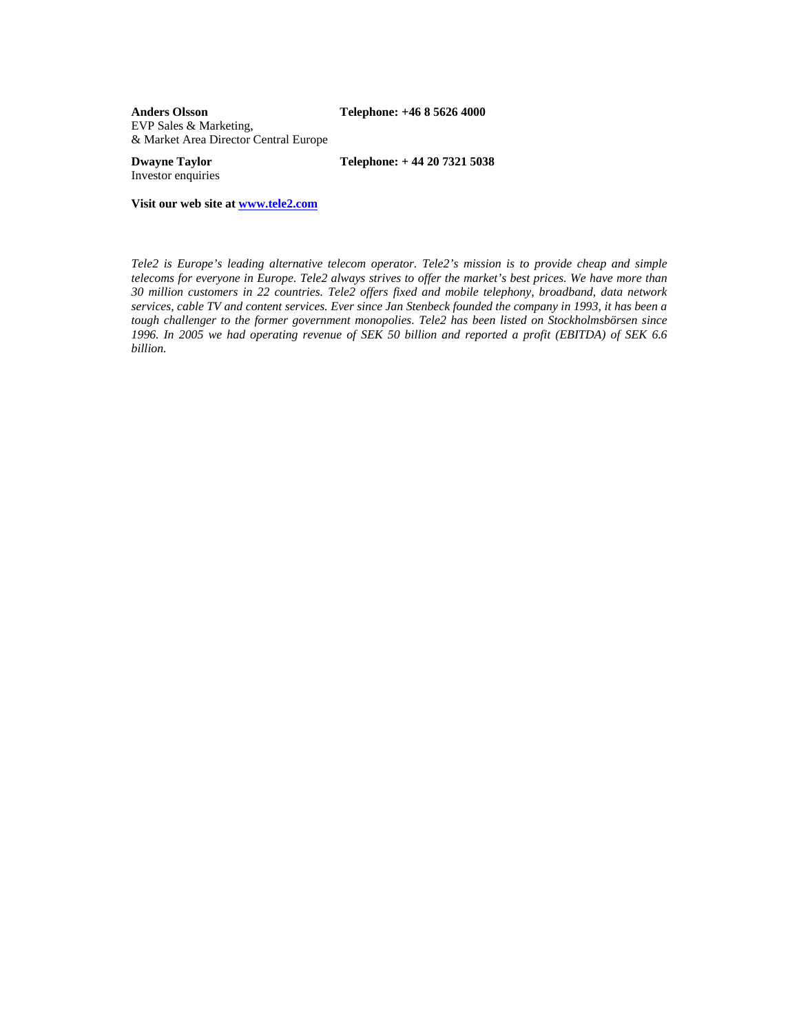**Anders Olsson** **Telephone: +46 8 5626 4000**
EVP Sales & Marketing,
& Market Area Director Central Europe

**Dwayne Taylor** **Telephone: + 44 20 7321 5038**
Investor enquiries

**Visit our web site at [www.tele2.com](http://www.tele2.com)**

*Tele2 is Europe's leading alternative telecom operator. Tele2's mission is to provide cheap and simple telecoms for everyone in Europe. Tele2 always strives to offer the market's best prices. We have more than 30 million customers in 22 countries. Tele2 offers fixed and mobile telephony, broadband, data network services, cable TV and content services. Ever since Jan Stenbeck founded the company in 1993, it has been a tough challenger to the former government monopolies. Tele2 has been listed on Stockholmsbörsen since 1996. In 2005 we had operating revenue of SEK 50 billion and reported a profit (EBITDA) of SEK 6.6 billion.*